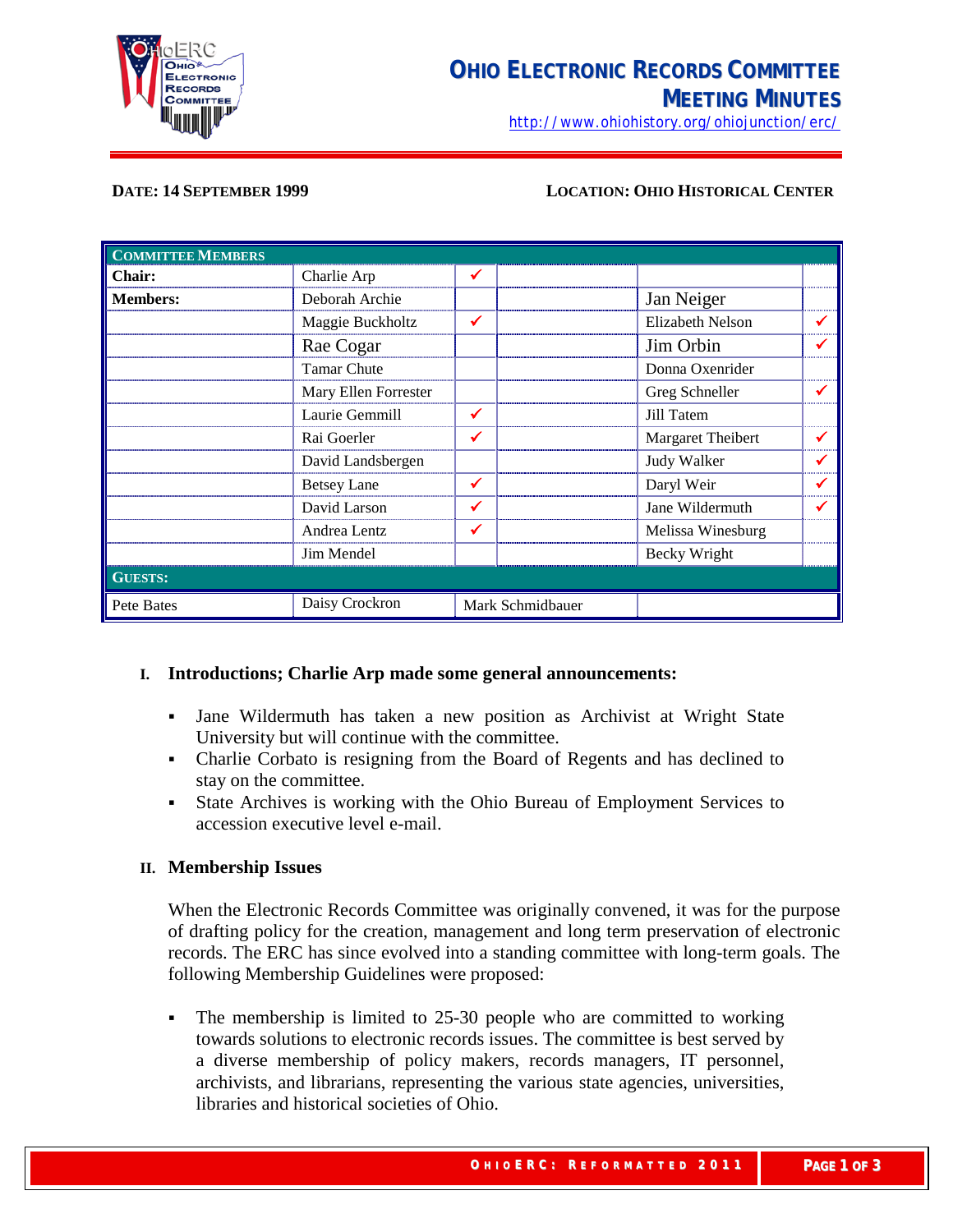# OHIO ELECTRONIC RECORDS COMMITTEE
## MEETING MINUTES

http://www.ohiohistory.org/ohiojunction/erc/

**DATE: 14 SEPTEMBER 1999** **LOCATION: OHIO HISTORICAL CENTER**

| COMMITTEE MEMBERS | | | | | |
|---|---|---|---|---|---|
| **Chair:** | Charlie Arp | ✓ | | | |
| **Members:** | Deborah Archie | | | Jan Neiger | |
| | Maggie Buckholtz | ✓ | | Elizabeth Nelson | ✓ |
| | Rae Cogar | | | Jim Orbin | ✓ |
| | Tamar Chute | | | Donna Oxenrider | |
| | Mary Ellen Forrester | | | Greg Schneller | ✓ |
| | Laurie Gemmill | ✓ | | Jill Tatem | |
| | Rai Goerler | ✓ | | Margaret Theibert | ✓ |
| | David Landsbergen | | | Judy Walker | ✓ |
| | Betsey Lane | ✓ | | Daryl Weir | ✓ |
| | David Larson | ✓ | | Jane Wildermuth | ✓ |
| | Andrea Lentz | ✓ | | Melissa Winesburg | |
| | Jim Mendel | | | Becky Wright | |
| **GUESTS:** | | | | | |
| Pete Bates | Daisy Crockron | Mark Schmidbauer | | | |

## I. Introductions; Charlie Arp made some general announcements:

- Jane Wildermuth has taken a new position as Archivist at Wright State University but will continue with the committee.
- Charlie Corbato is resigning from the Board of Regents and has declined to stay on the committee.
- State Archives is working with the Ohio Bureau of Employment Services to accession executive level e-mail.

## II. Membership Issues

When the Electronic Records Committee was originally convened, it was for the purpose of drafting policy for the creation, management and long term preservation of electronic records. The ERC has since evolved into a standing committee with long-term goals. The following Membership Guidelines were proposed:

- The membership is limited to 25-30 people who are committed to working towards solutions to electronic records issues. The committee is best served by a diverse membership of policy makers, records managers, IT personnel, archivists, and librarians, representing the various state agencies, universities, libraries and historical societies of Ohio.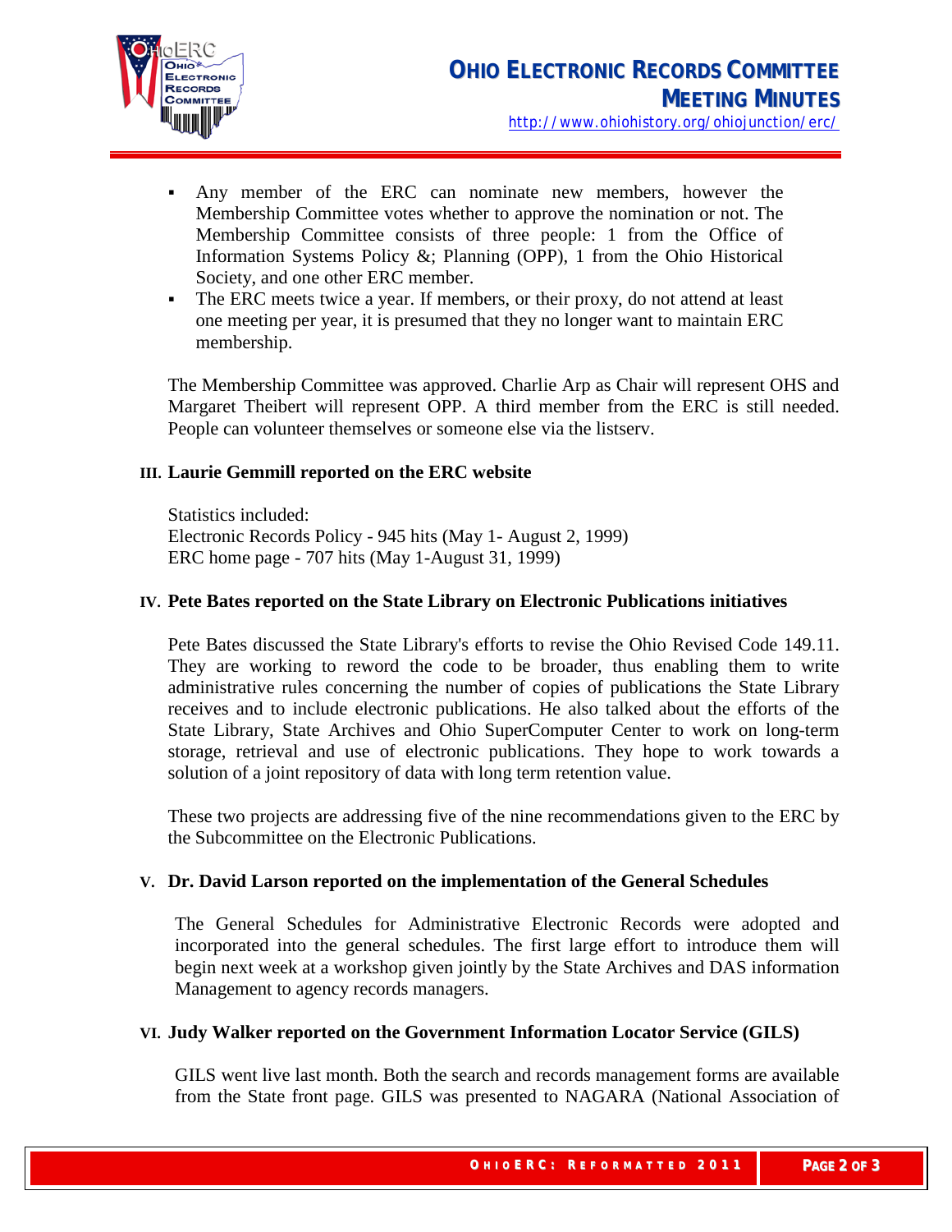- Any member of the ERC can nominate new members, however the Membership Committee votes whether to approve the nomination or not. The Membership Committee consists of three people: 1 from the Office of Information Systems Policy &; Planning (OPP), 1 from the Ohio Historical Society, and one other ERC member.
- The ERC meets twice a year. If members, or their proxy, do not attend at least one meeting per year, it is presumed that they no longer want to maintain ERC membership.

The Membership Committee was approved. Charlie Arp as Chair will represent OHS and Margaret Theibert will represent OPP. A third member from the ERC is still needed. People can volunteer themselves or someone else via the listserv.

### III. Laurie Gemmill reported on the ERC website

Statistics included:
Electronic Records Policy - 945 hits (May 1- August 2, 1999)
ERC home page - 707 hits (May 1-August 31, 1999)

### IV. Pete Bates reported on the State Library on Electronic Publications initiatives

Pete Bates discussed the State Library's efforts to revise the Ohio Revised Code 149.11. They are working to reword the code to be broader, thus enabling them to write administrative rules concerning the number of copies of publications the State Library receives and to include electronic publications. He also talked about the efforts of the State Library, State Archives and Ohio SuperComputer Center to work on long-term storage, retrieval and use of electronic publications. They hope to work towards a solution of a joint repository of data with long term retention value.

These two projects are addressing five of the nine recommendations given to the ERC by the Subcommittee on the Electronic Publications.

### V. Dr. David Larson reported on the implementation of the General Schedules

The General Schedules for Administrative Electronic Records were adopted and incorporated into the general schedules. The first large effort to introduce them will begin next week at a workshop given jointly by the State Archives and DAS information Management to agency records managers.

### VI. Judy Walker reported on the Government Information Locator Service (GILS)

GILS went live last month. Both the search and records management forms are available from the State front page. GILS was presented to NAGARA (National Association of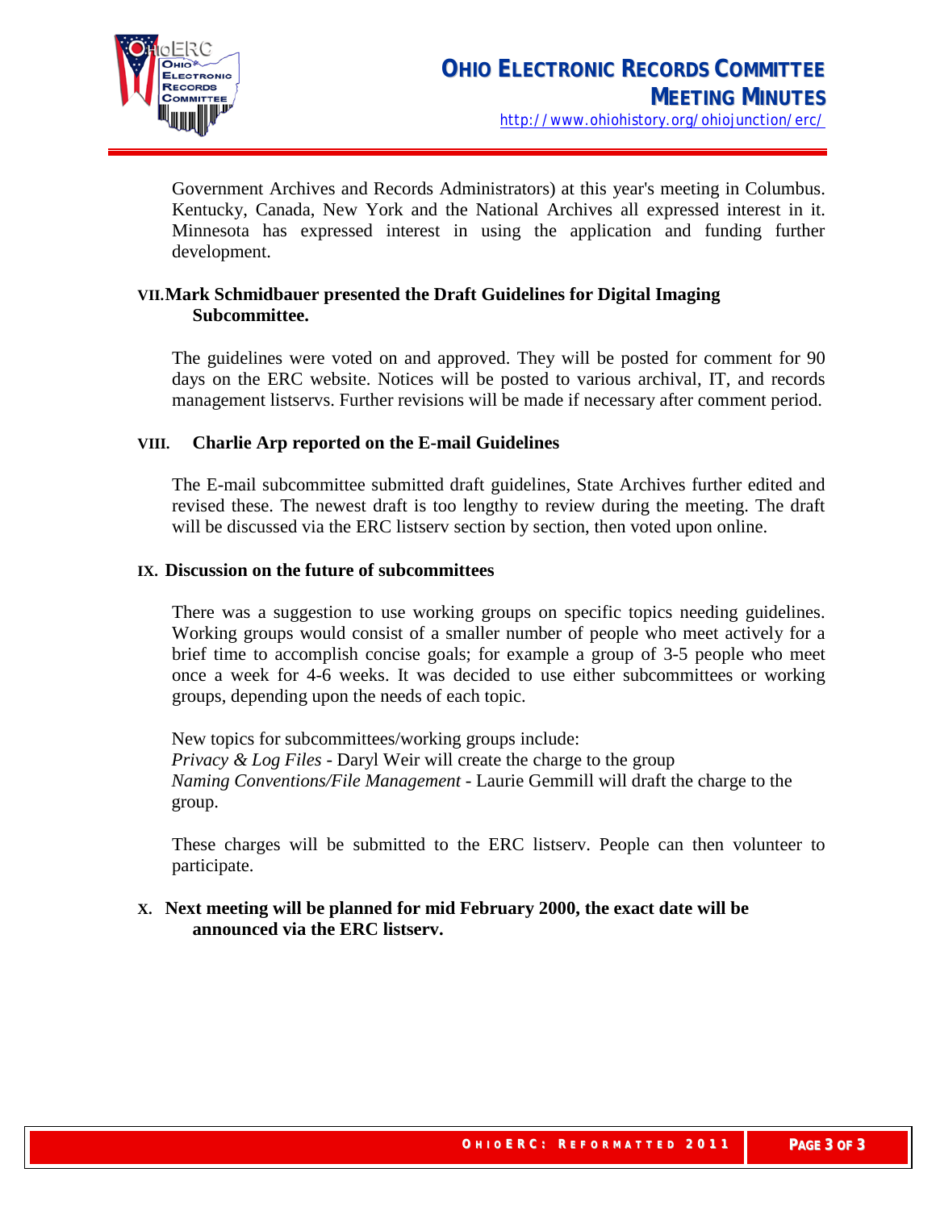Government Archives and Records Administrators) at this year's meeting in Columbus. Kentucky, Canada, New York and the National Archives all expressed interest in it. Minnesota has expressed interest in using the application and funding further development.

**VII. Mark Schmidbauer presented the Draft Guidelines for Digital Imaging Subcommittee.**

The guidelines were voted on and approved. They will be posted for comment for 90 days on the ERC website. Notices will be posted to various archival, IT, and records management listservs. Further revisions will be made if necessary after comment period.

**VIII. Charlie Arp reported on the E-mail Guidelines**

The E-mail subcommittee submitted draft guidelines, State Archives further edited and revised these. The newest draft is too lengthy to review during the meeting. The draft will be discussed via the ERC listserv section by section, then voted upon online.

**IX. Discussion on the future of subcommittees**

There was a suggestion to use working groups on specific topics needing guidelines. Working groups would consist of a smaller number of people who meet actively for a brief time to accomplish concise goals; for example a group of 3-5 people who meet once a week for 4-6 weeks. It was decided to use either subcommittees or working groups, depending upon the needs of each topic.

New topics for subcommittees/working groups include:
*Privacy & Log Files* - Daryl Weir will create the charge to the group
*Naming Conventions/File Management* - Laurie Gemmill will draft the charge to the group.

These charges will be submitted to the ERC listserv. People can then volunteer to participate.

**X. Next meeting will be planned for mid February 2000, the exact date will be announced via the ERC listserv.**